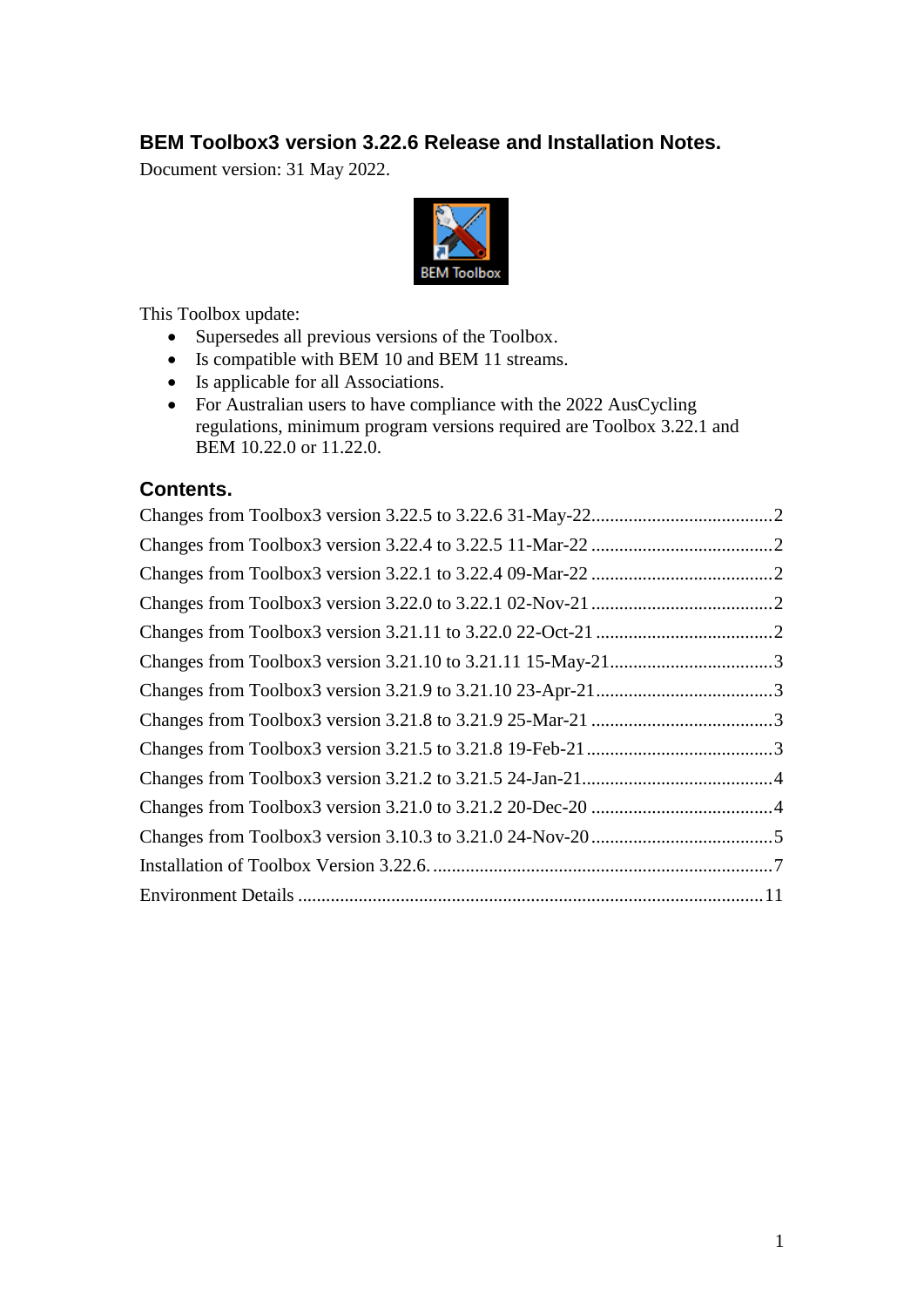# BEM Toolbox3 version 3.22.6 Release and Installation Notes.

Document version: 31 May 2022.

This Toolbox update:

- Supersedes all previous versions of the Toolbox.
- Is compatible with BEM 10 and BEM 11 streams.
- Is applicable for all Associations.
- For Australian users to have compliance with the 2022 AusCycling regulations, minimum program versions required are Toolbox 3.22.1 and BEM 10.22.0 or 11.22.0.

## Contents.

Changes from Toolbox3 version 3.22.5 to 3.22.6 31-May-22 ........................................ 2
Changes from Toolbox3 version 3.22.4 to 3.22.5 11-Mar-22 ........................................ 2
Changes from Toolbox3 version 3.22.1 to 3.22.4 09-Mar-22 ........................................ 2
Changes from Toolbox3 version 3.22.0 to 3.22.1 02-Nov-21 ........................................ 2
Changes from Toolbox3 version 3.21.11 to 3.22.0 22-Oct-21 ........................................ 2
Changes from Toolbox3 version 3.21.10 to 3.21.11 15-May-21 ........................................ 3
Changes from Toolbox3 version 3.21.9 to 3.21.10 23-Apr-21 ........................................ 3
Changes from Toolbox3 version 3.21.8 to 3.21.9 25-Mar-21 ........................................ 3
Changes from Toolbox3 version 3.21.5 to 3.21.8 19-Feb-21 ........................................ 3
Changes from Toolbox3 version 3.21.2 to 3.21.5 24-Jan-21 ........................................ 4
Changes from Toolbox3 version 3.21.0 to 3.21.2 20-Dec-20 ........................................ 4
Changes from Toolbox3 version 3.10.3 to 3.21.0 24-Nov-20 ........................................ 5
Installation of Toolbox Version 3.22.6. ........................................ 7
Environment Details ........................................ 11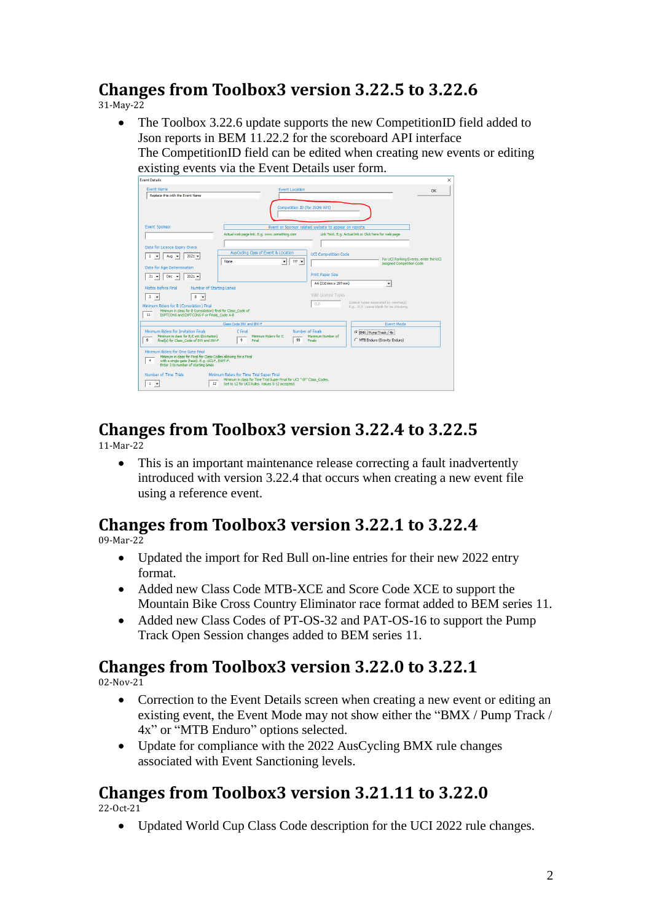## Changes from Toolbox3 version 3.22.5 to 3.22.6

31-May-22

- The Toolbox 3.22.6 update supports the new CompetitionID field added to Json reports in BEM 11.22.2 for the scoreboard API interface
  The CompetitionID field can be edited when creating new events or editing existing events via the Event Details user form.

## Changes from Toolbox3 version 3.22.4 to 3.22.5

11-Mar-22

- This is an important maintenance release correcting a fault inadvertently introduced with version 3.22.4 that occurs when creating a new event file using a reference event.

## Changes from Toolbox3 version 3.22.1 to 3.22.4

09-Mar-22

- Updated the import for Red Bull on-line entries for their new 2022 entry format.
- Added new Class Code MTB-XCE and Score Code XCE to support the Mountain Bike Cross Country Eliminator race format added to BEM series 11.
- Added new Class Codes of PT-OS-32 and PAT-OS-16 to support the Pump Track Open Session changes added to BEM series 11.

## Changes from Toolbox3 version 3.22.0 to 3.22.1

02-Nov-21

- Correction to the Event Details screen when creating a new event or editing an existing event, the Event Mode may not show either the “BMX / Pump Track / 4x” or “MTB Enduro” options selected.
- Update for compliance with the 2022 AusCycling BMX rule changes associated with Event Sanctioning levels.

## Changes from Toolbox3 version 3.21.11 to 3.22.0

22-Oct-21

- Updated World Cup Class Code description for the UCI 2022 rule changes.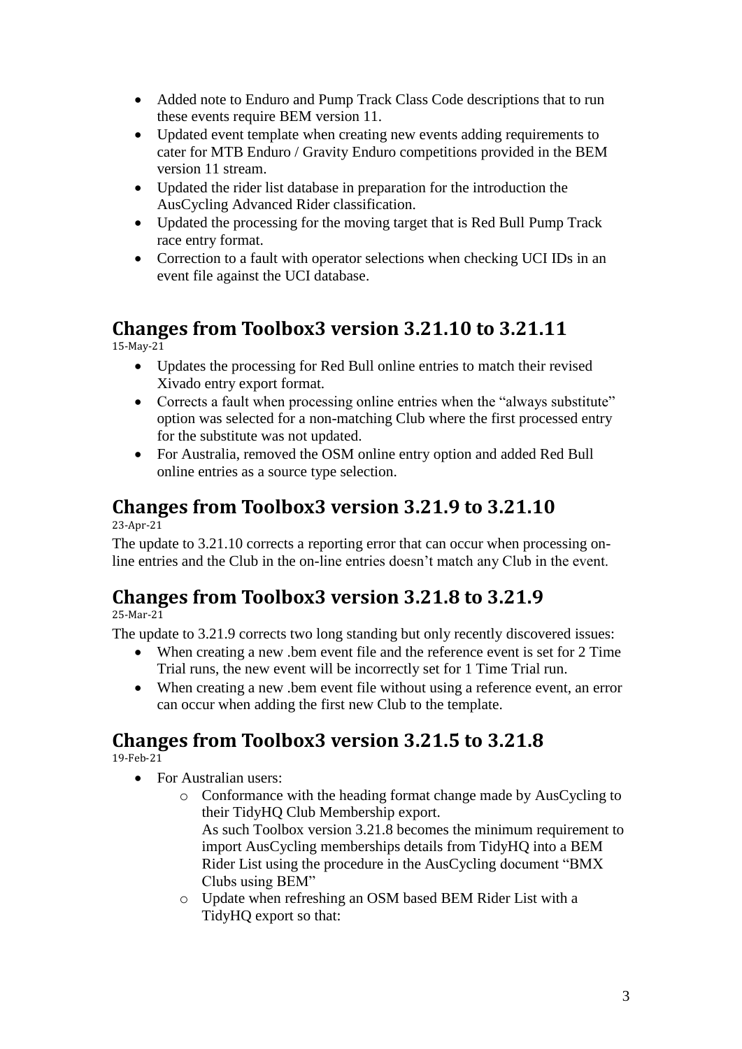- Added note to Enduro and Pump Track Class Code descriptions that to run these events require BEM version 11.
- Updated event template when creating new events adding requirements to cater for MTB Enduro / Gravity Enduro competitions provided in the BEM version 11 stream.
- Updated the rider list database in preparation for the introduction the AusCycling Advanced Rider classification.
- Updated the processing for the moving target that is Red Bull Pump Track race entry format.
- Correction to a fault with operator selections when checking UCI IDs in an event file against the UCI database.

## Changes from Toolbox3 version 3.21.10 to 3.21.11

15-May-21

- Updates the processing for Red Bull online entries to match their revised Xivado entry export format.
- Corrects a fault when processing online entries when the "always substitute" option was selected for a non-matching Club where the first processed entry for the substitute was not updated.
- For Australia, removed the OSM online entry option and added Red Bull online entries as a source type selection.

## Changes from Toolbox3 version 3.21.9 to 3.21.10

23-Apr-21

The update to 3.21.10 corrects a reporting error that can occur when processing on-line entries and the Club in the on-line entries doesn't match any Club in the event.

## Changes from Toolbox3 version 3.21.8 to 3.21.9

25-Mar-21

The update to 3.21.9 corrects two long standing but only recently discovered issues:

- When creating a new .bem event file and the reference event is set for 2 Time Trial runs, the new event will be incorrectly set for 1 Time Trial run.
- When creating a new .bem event file without using a reference event, an error can occur when adding the first new Club to the template.

## Changes from Toolbox3 version 3.21.5 to 3.21.8

19-Feb-21

- For Australian users:
  - Conformance with the heading format change made by AusCycling to their TidyHQ Club Membership export.
    As such Toolbox version 3.21.8 becomes the minimum requirement to import AusCycling memberships details from TidyHQ into a BEM Rider List using the procedure in the AusCycling document "BMX Clubs using BEM"
  - Update when refreshing an OSM based BEM Rider List with a TidyHQ export so that: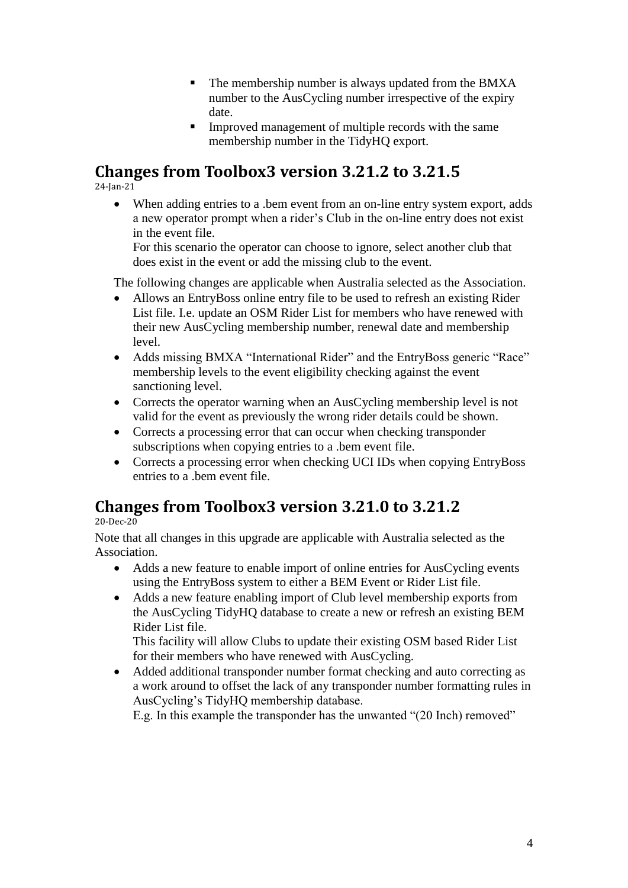- The membership number is always updated from the BMXA number to the AusCycling number irrespective of the expiry date.
- Improved management of multiple records with the same membership number in the TidyHQ export.

## Changes from Toolbox3 version 3.21.2 to 3.21.5

24-Jan-21

- When adding entries to a .bem event from an on-line entry system export, adds a new operator prompt when a rider's Club in the on-line entry does not exist in the event file.
  For this scenario the operator can choose to ignore, select another club that does exist in the event or add the missing club to the event.

The following changes are applicable when Australia selected as the Association.

- Allows an EntryBoss online entry file to be used to refresh an existing Rider List file. I.e. update an OSM Rider List for members who have renewed with their new AusCycling membership number, renewal date and membership level.
- Adds missing BMXA "International Rider" and the EntryBoss generic "Race" membership levels to the event eligibility checking against the event sanctioning level.
- Corrects the operator warning when an AusCycling membership level is not valid for the event as previously the wrong rider details could be shown.
- Corrects a processing error that can occur when checking transponder subscriptions when copying entries to a .bem event file.
- Corrects a processing error when checking UCI IDs when copying EntryBoss entries to a .bem event file.

## Changes from Toolbox3 version 3.21.0 to 3.21.2

20-Dec-20

Note that all changes in this upgrade are applicable with Australia selected as the Association.

- Adds a new feature to enable import of online entries for AusCycling events using the EntryBoss system to either a BEM Event or Rider List file.
- Adds a new feature enabling import of Club level membership exports from the AusCycling TidyHQ database to create a new or refresh an existing BEM Rider List file.
  This facility will allow Clubs to update their existing OSM based Rider List for their members who have renewed with AusCycling.
- Added additional transponder number format checking and auto correcting as a work around to offset the lack of any transponder number formatting rules in AusCycling's TidyHQ membership database.
  E.g. In this example the transponder has the unwanted "(20 Inch) removed"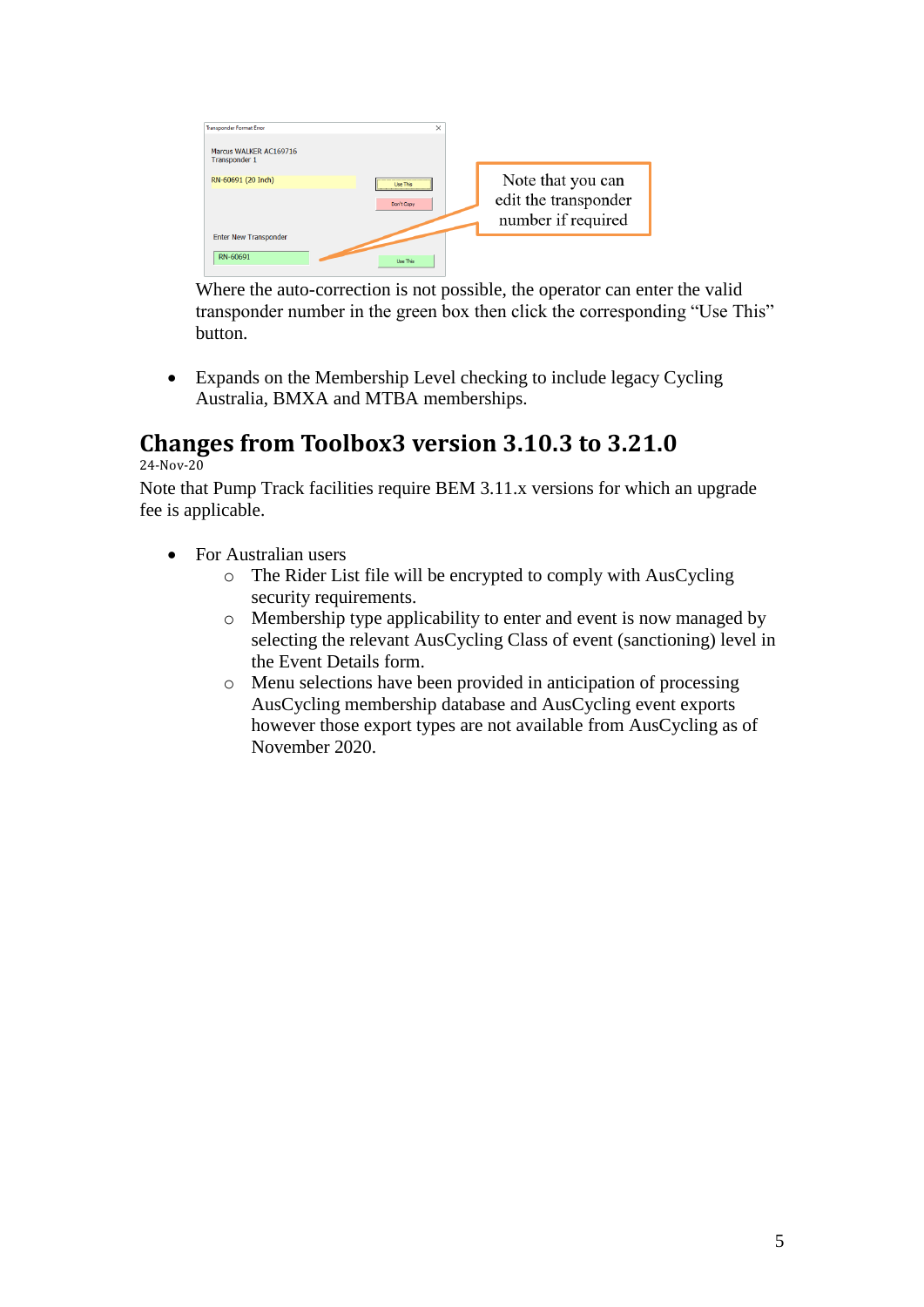Where the auto-correction is not possible, the operator can enter the valid transponder number in the green box then click the corresponding "Use This" button.

- Expands on the Membership Level checking to include legacy Cycling Australia, BMXA and MTBA memberships.

## Changes from Toolbox3 version 3.10.3 to 3.21.0

24-Nov-20

Note that Pump Track facilities require BEM 3.11.x versions for which an upgrade fee is applicable.

- For Australian users
  - The Rider List file will be encrypted to comply with AusCycling security requirements.
  - Membership type applicability to enter and event is now managed by selecting the relevant AusCycling Class of event (sanctioning) level in the Event Details form.
  - Menu selections have been provided in anticipation of processing AusCycling membership database and AusCycling event exports however those export types are not available from AusCycling as of November 2020.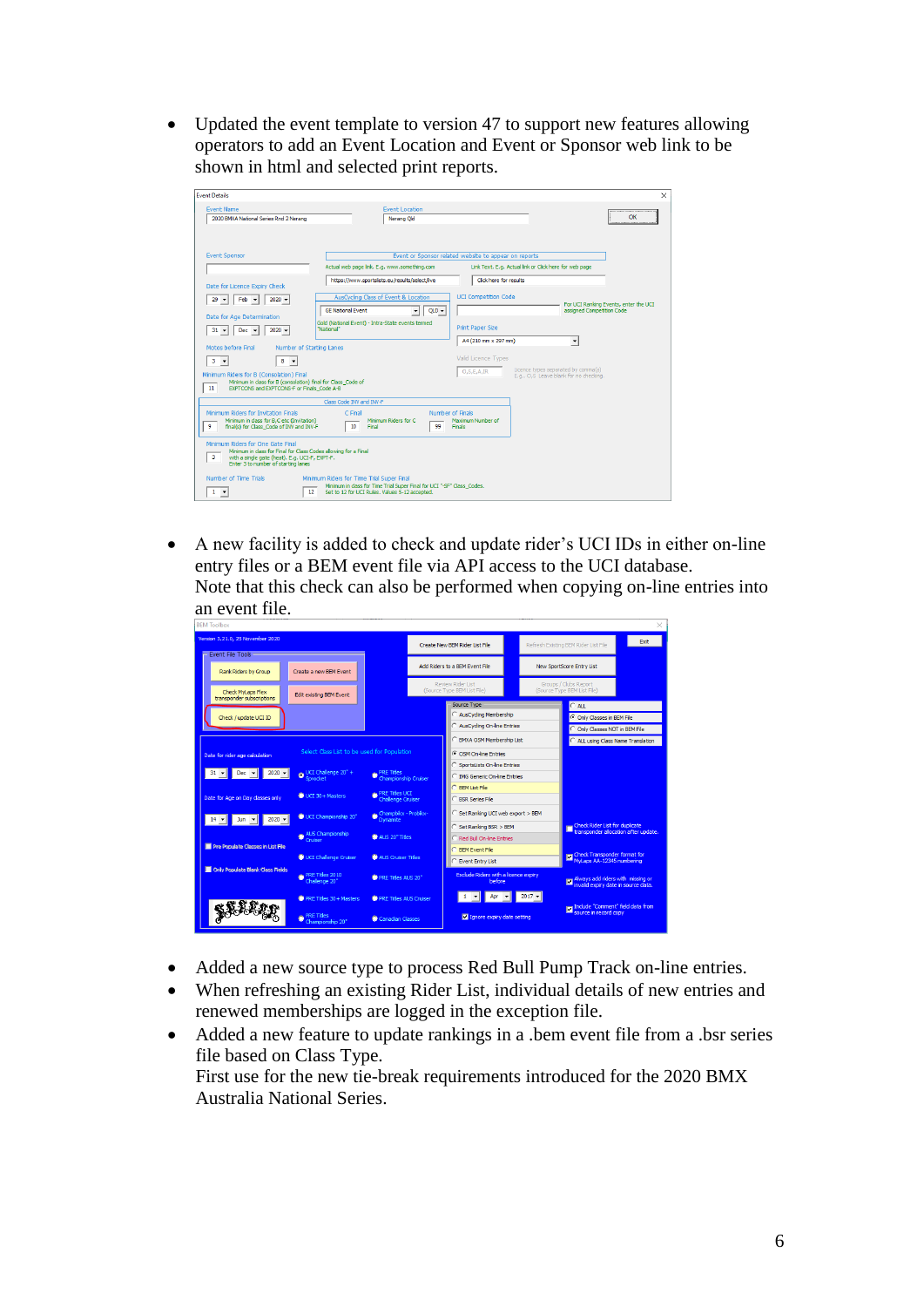- Updated the event template to version 47 to support new features allowing operators to add an Event Location and Event or Sponsor web link to be shown in html and selected print reports.

- A new facility is added to check and update rider's UCI IDs in either on-line entry files or a BEM event file via API access to the UCI database.
  Note that this check can also be performed when copying on-line entries into an event file.

- Added a new source type to process Red Bull Pump Track on-line entries.
- When refreshing an existing Rider List, individual details of new entries and renewed memberships are logged in the exception file.
- Added a new feature to update rankings in a .bem event file from a .bsr series file based on Class Type.
  First use for the new tie-break requirements introduced for the 2020 BMX Australia National Series.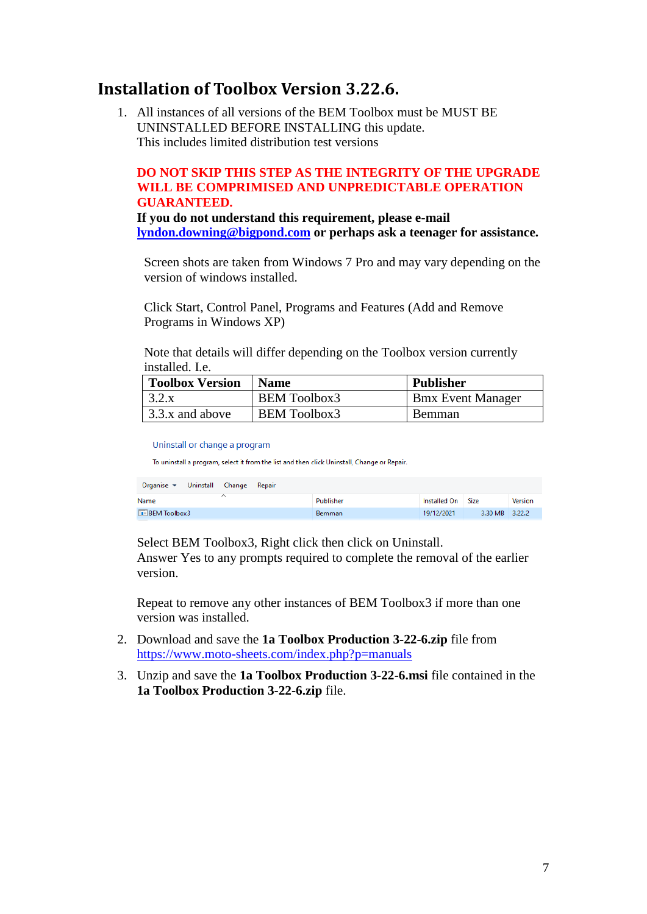## Installation of Toolbox Version 3.22.6.

1. All instances of all versions of the BEM Toolbox must be MUST BE UNINSTALLED BEFORE INSTALLING this update.
   This includes limited distribution test versions

   **DO NOT SKIP THIS STEP AS THE INTEGRITY OF THE UPGRADE WILL BE COMPRIMISED AND UNPREDICTABLE OPERATION GUARANTEED.**
   **If you do not understand this requirement, please e-mail lyndon.downing@bigpond.com or perhaps ask a teenager for assistance.**

   Screen shots are taken from Windows 7 Pro and may vary depending on the version of windows installed.

   Click Start, Control Panel, Programs and Features (Add and Remove Programs in Windows XP)

   Note that details will differ depending on the Toolbox version currently installed. I.e.

   | Toolbox Version | Name | Publisher |
   |---|---|---|
   | 3.2.x | BEM Toolbox3 | Bmx Event Manager |
   | 3.3.x and above | BEM Toolbox3 | Bemman |

   Uninstall or change a program

   To uninstall a program, select it from the list and then click Uninstall, Change or Repair.

   Organise ▾ Uninstall Change Repair

   | Name | Publisher | Installed On | Size | Version |
   |---|---|---|---|---|
   | BEM Toolbox3 | Bemman | 19/12/2021 | 3.30 MB | 3.22.2 |

   Select BEM Toolbox3, Right click then click on Uninstall.
   Answer Yes to any prompts required to complete the removal of the earlier version.

   Repeat to remove any other instances of BEM Toolbox3 if more than one version was installed.

2. Download and save the **1a Toolbox Production 3-22-6.zip** file from https://www.moto-sheets.com/index.php?p=manuals

3. Unzip and save the **1a Toolbox Production 3-22-6.msi** file contained in the **1a Toolbox Production 3-22-6.zip** file.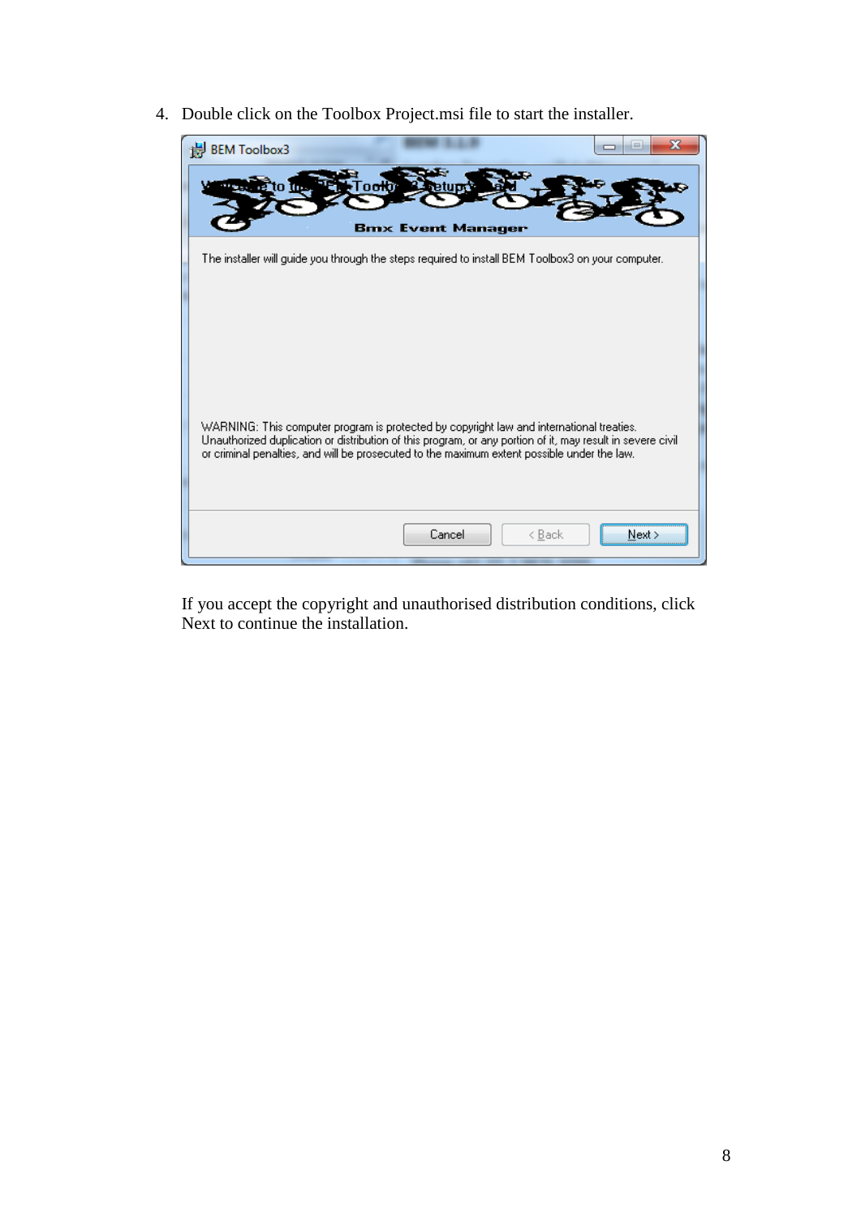4. Double click on the Toolbox Project.msi file to start the installer.

BEM Toolbox3

Bmx Event Manager

The installer will guide you through the steps required to install BEM Toolbox3 on your computer.

WARNING: This computer program is protected by copyright law and international treaties. Unauthorized duplication or distribution of this program, or any portion of it, may result in severe civil or criminal penalties, and will be prosecuted to the maximum extent possible under the law.

Cancel | < Back | Next >

If you accept the copyright and unauthorised distribution conditions, click Next to continue the installation.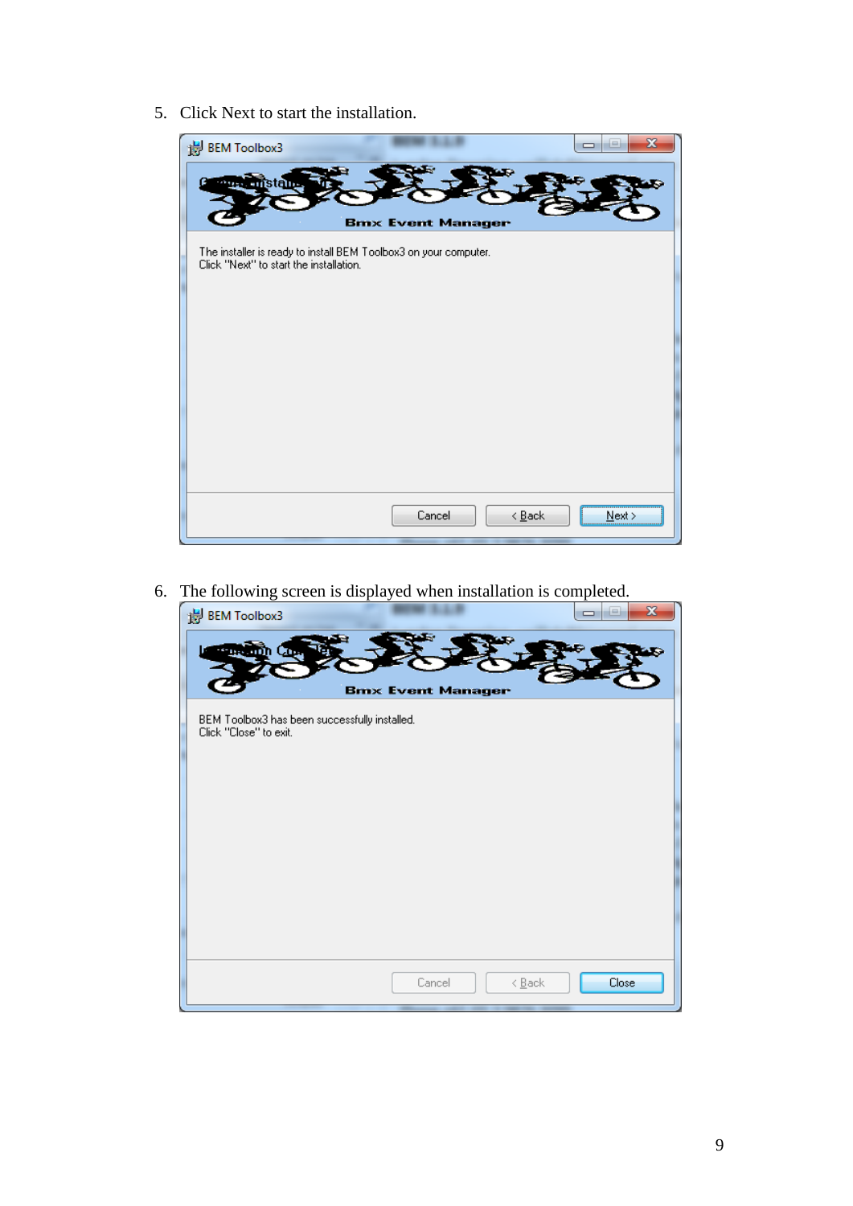5. Click Next to start the installation.

BEM Toolbox3

Confirm Installation

Bmx Event Manager

The installer is ready to install BEM Toolbox3 on your computer.
Click "Next" to start the installation.

Cancel | < Back | Next >

6. The following screen is displayed when installation is completed.

BEM Toolbox3

Installation Complete

Bmx Event Manager

BEM Toolbox3 has been successfully installed.
Click "Close" to exit.

Cancel | < Back | Close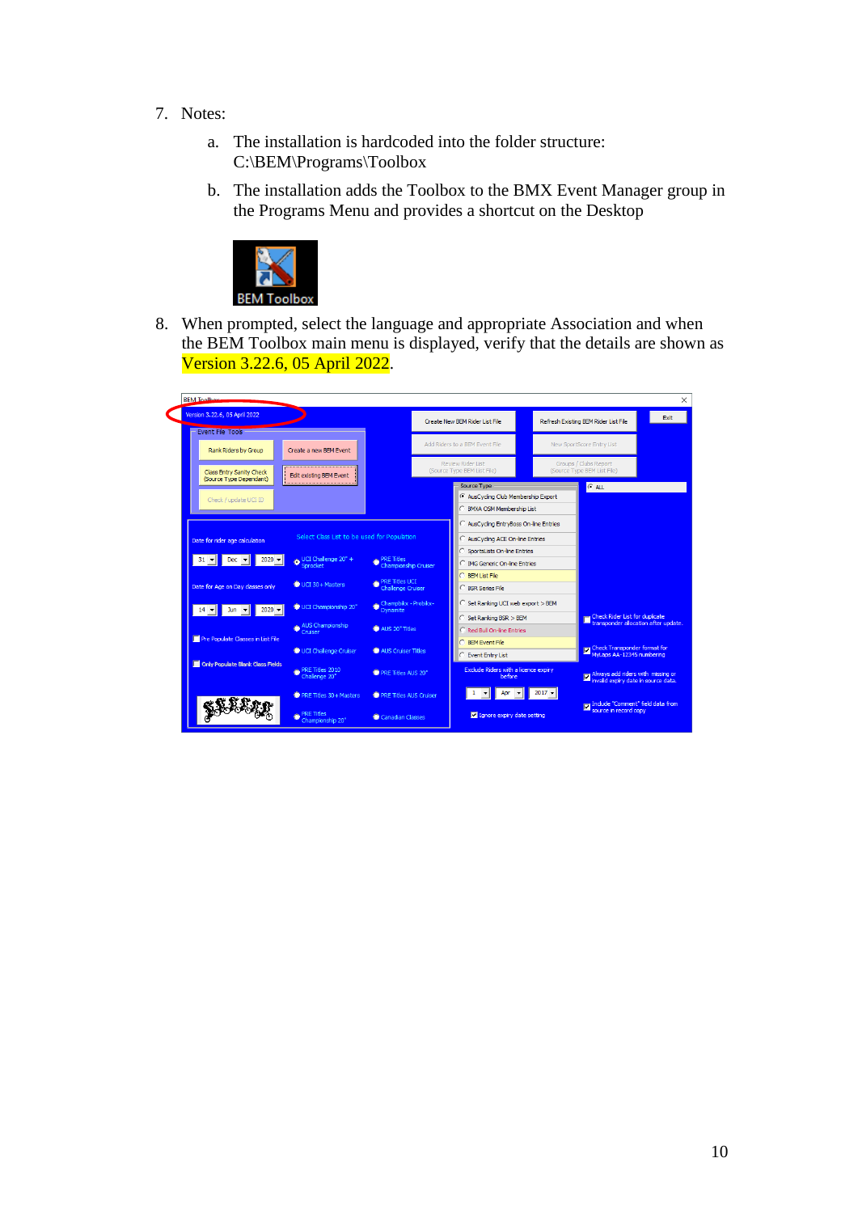7. Notes:

   a. The installation is hardcoded into the folder structure: C:\BEM\Programs\Toolbox

   b. The installation adds the Toolbox to the BMX Event Manager group in the Programs Menu and provides a shortcut on the Desktop

8. When prompted, select the language and appropriate Association and when the BEM Toolbox main menu is displayed, verify that the details are shown as Version 3.22.6, 05 April 2022.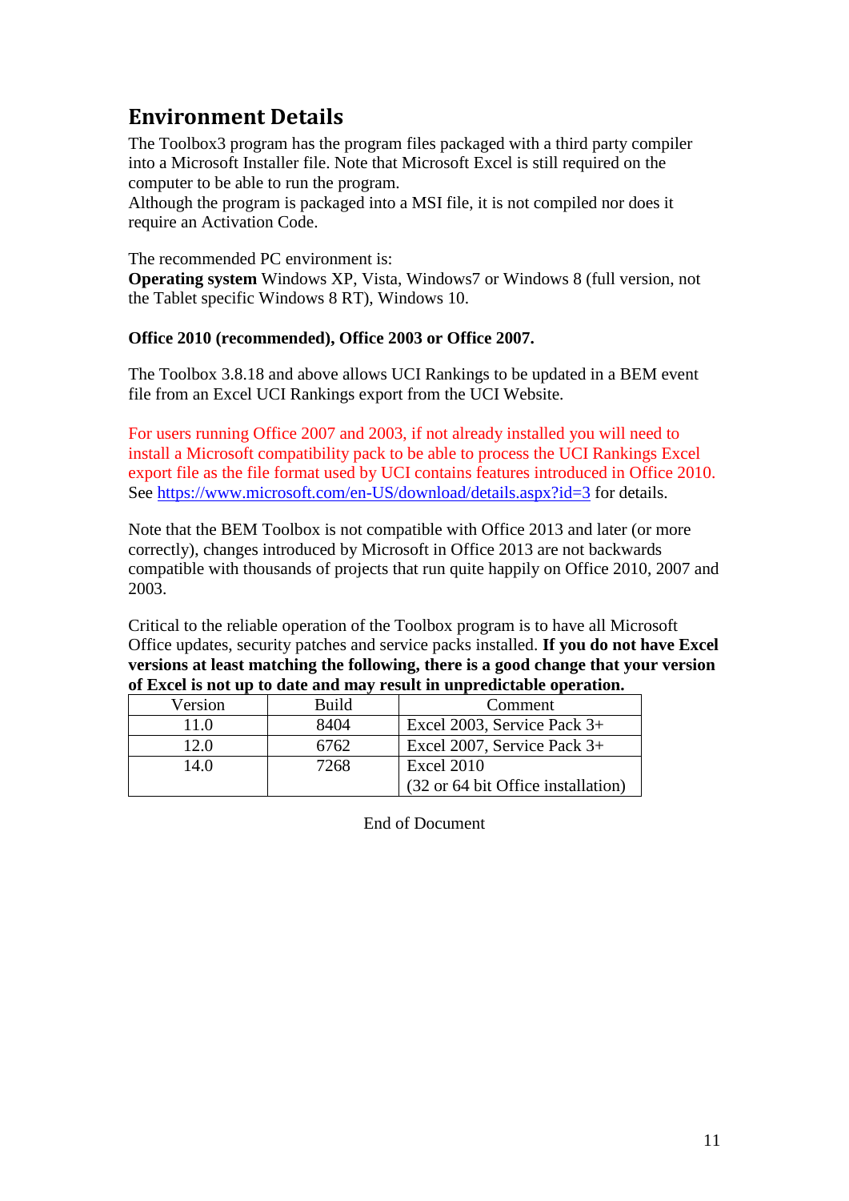## Environment Details

The Toolbox3 program has the program files packaged with a third party compiler into a Microsoft Installer file. Note that Microsoft Excel is still required on the computer to be able to run the program.
Although the program is packaged into a MSI file, it is not compiled nor does it require an Activation Code.

The recommended PC environment is:
**Operating system** Windows XP, Vista, Windows7 or Windows 8 (full version, not the Tablet specific Windows 8 RT), Windows 10.

**Office 2010 (recommended), Office 2003 or Office 2007.**

The Toolbox 3.8.18 and above allows UCI Rankings to be updated in a BEM event file from an Excel UCI Rankings export from the UCI Website.

For users running Office 2007 and 2003, if not already installed you will need to install a Microsoft compatibility pack to be able to process the UCI Rankings Excel export file as the file format used by UCI contains features introduced in Office 2010. See [https://www.microsoft.com/en-US/download/details.aspx?id=3](https://www.microsoft.com/en-US/download/details.aspx?id=3) for details.

Note that the BEM Toolbox is not compatible with Office 2013 and later (or more correctly), changes introduced by Microsoft in Office 2013 are not backwards compatible with thousands of projects that run quite happily on Office 2010, 2007 and 2003.

Critical to the reliable operation of the Toolbox program is to have all Microsoft Office updates, security patches and service packs installed. **If you do not have Excel versions at least matching the following, there is a good change that your version of Excel is not up to date and may result in unpredictable operation.**

| Version | Build | Comment |
|---|---|---|
| 11.0 | 8404 | Excel 2003, Service Pack 3+ |
| 12.0 | 6762 | Excel 2007, Service Pack 3+ |
| 14.0 | 7268 | Excel 2010<br>(32 or 64 bit Office installation) |

End of Document